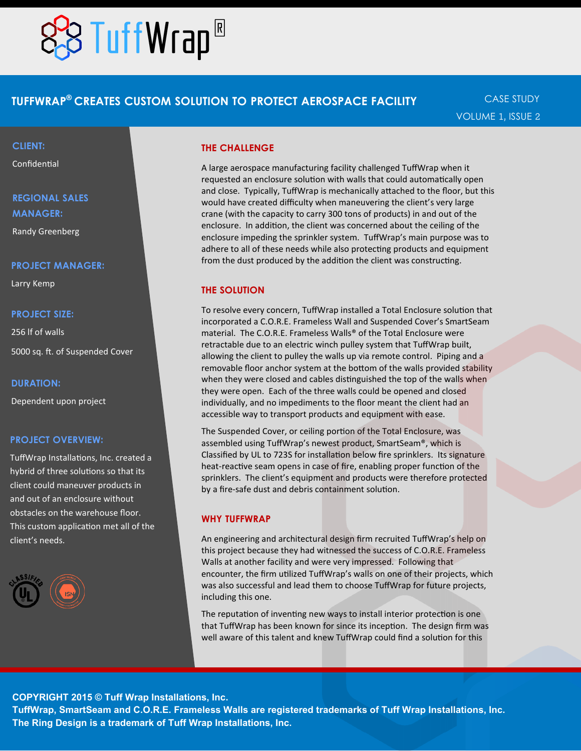# TuffWrap®

## TUFFWRAP® CREATES CUSTOM SOLUTION TO PROTECT AEROSPACE FACILITY

CASE STUDY
VOLUME 1, ISSUE 2

**CLIENT:**

Confidential

**REGIONAL SALES MANAGER:**

Randy Greenberg

**PROJECT MANAGER:**

Larry Kemp

**PROJECT SIZE:**

256 lf of walls

5000 sq. ft. of Suspended Cover

**DURATION:**

Dependent upon project

**PROJECT OVERVIEW:**

TuffWrap Installations, Inc. created a hybrid of three solutions so that its client could maneuver products in and out of an enclosure without obstacles on the warehouse floor. This custom application met all of the client's needs.

### THE CHALLENGE

A large aerospace manufacturing facility challenged TuffWrap when it requested an enclosure solution with walls that could automatically open and close. Typically, TuffWrap is mechanically attached to the floor, but this would have created difficulty when maneuvering the client's very large crane (with the capacity to carry 300 tons of products) in and out of the enclosure. In addition, the client was concerned about the ceiling of the enclosure impeding the sprinkler system. TuffWrap's main purpose was to adhere to all of these needs while also protecting products and equipment from the dust produced by the addition the client was constructing.

### THE SOLUTION

To resolve every concern, TuffWrap installed a Total Enclosure solution that incorporated a C.O.R.E. Frameless Wall and Suspended Cover's SmartSeam material. The C.O.R.E. Frameless Walls® of the Total Enclosure were retractable due to an electric winch pulley system that TuffWrap built, allowing the client to pulley the walls up via remote control. Piping and a removable floor anchor system at the bottom of the walls provided stability when they were closed and cables distinguished the top of the walls when they were open. Each of the three walls could be opened and closed individually, and no impediments to the floor meant the client had an accessible way to transport products and equipment with ease.

The Suspended Cover, or ceiling portion of the Total Enclosure, was assembled using TuffWrap's newest product, SmartSeam®, which is Classified by UL to 723S for installation below fire sprinklers. Its signature heat-reactive seam opens in case of fire, enabling proper function of the sprinklers. The client's equipment and products were therefore protected by a fire-safe dust and debris containment solution.

### WHY TUFFWRAP

An engineering and architectural design firm recruited TuffWrap's help on this project because they had witnessed the success of C.O.R.E. Frameless Walls at another facility and were very impressed. Following that encounter, the firm utilized TuffWrap's walls on one of their projects, which was also successful and lead them to choose TuffWrap for future projects, including this one.

The reputation of inventing new ways to install interior protection is one that TuffWrap has been known for since its inception. The design firm was well aware of this talent and knew TuffWrap could find a solution for this

**COPYRIGHT 2015 © Tuff Wrap Installations, Inc.**
**TuffWrap, SmartSeam and C.O.R.E. Frameless Walls are registered trademarks of Tuff Wrap Installations, Inc.**
**The Ring Design is a trademark of Tuff Wrap Installations, Inc.**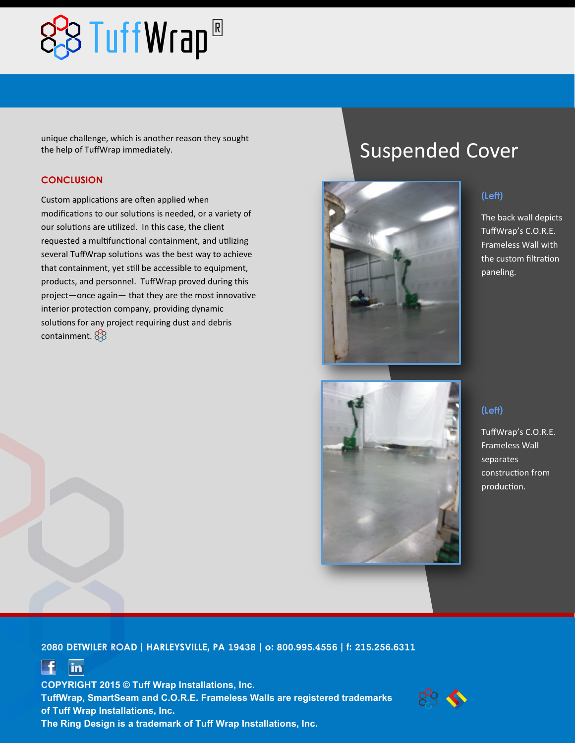unique challenge, which is another reason they sought the help of TuffWrap immediately.

### CONCLUSION

Custom applications are often applied when modifications to our solutions is needed, or a variety of our solutions are utilized. In this case, the client requested a multifunctional containment, and utilizing several TuffWrap solutions was the best way to achieve that containment, yet still be accessible to equipment, products, and personnel. TuffWrap proved during this project—once again— that they are the most innovative interior protection company, providing dynamic solutions for any project requiring dust and debris containment.

## Suspended Cover

**(Left)**

The back wall depicts TuffWrap's C.O.R.E. Frameless Wall with the custom filtration paneling.

**(Left)**

TuffWrap's C.O.R.E. Frameless Wall separates construction from production.

2080 DETWILER ROAD | HARLEYSVILLE, PA 19438 | o: 800.995.4556 | f: 215.256.6311

**COPYRIGHT 2015 © Tuff Wrap Installations, Inc.**
**TuffWrap, SmartSeam and C.O.R.E. Frameless Walls are registered trademarks of Tuff Wrap Installations, Inc.**
**The Ring Design is a trademark of Tuff Wrap Installations, Inc.**